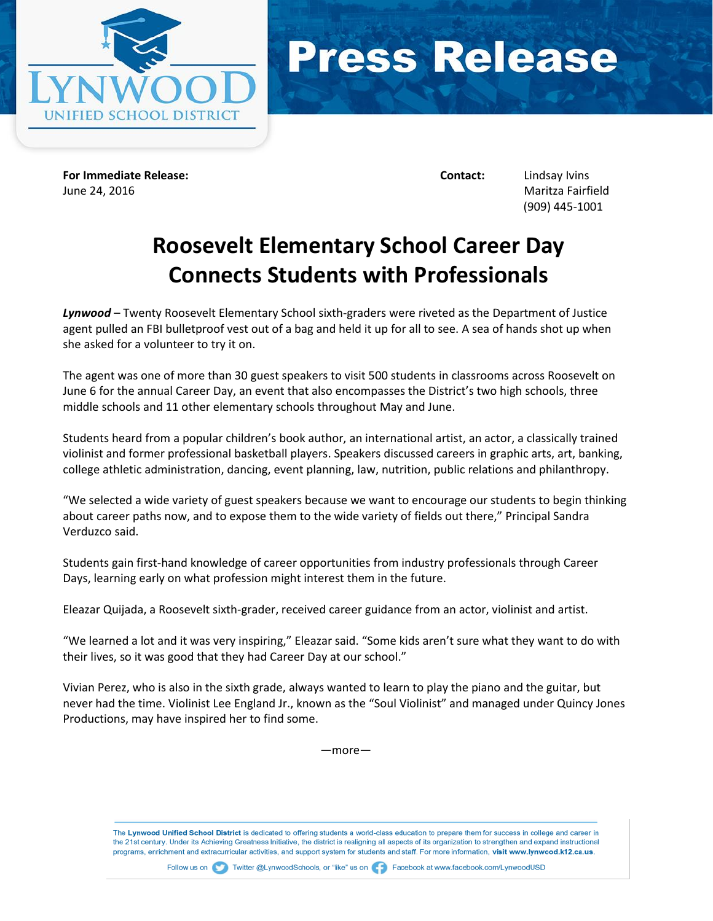# Press Release

**Lynwood Unified School District**

**For Immediate Release:**
June 24, 2016

**Contact:** Lindsay Ivins
Maritza Fairfield
(909) 445-1001

## Roosevelt Elementary School Career Day Connects Students with Professionals

***Lynwood*** – Twenty Roosevelt Elementary School sixth-graders were riveted as the Department of Justice agent pulled an FBI bulletproof vest out of a bag and held it up for all to see. A sea of hands shot up when she asked for a volunteer to try it on.

The agent was one of more than 30 guest speakers to visit 500 students in classrooms across Roosevelt on June 6 for the annual Career Day, an event that also encompasses the District's two high schools, three middle schools and 11 other elementary schools throughout May and June.

Students heard from a popular children's book author, an international artist, an actor, a classically trained violinist and former professional basketball players. Speakers discussed careers in graphic arts, art, banking, college athletic administration, dancing, event planning, law, nutrition, public relations and philanthropy.

"We selected a wide variety of guest speakers because we want to encourage our students to begin thinking about career paths now, and to expose them to the wide variety of fields out there," Principal Sandra Verduzco said.

Students gain first-hand knowledge of career opportunities from industry professionals through Career Days, learning early on what profession might interest them in the future.

Eleazar Quijada, a Roosevelt sixth-grader, received career guidance from an actor, violinist and artist.

"We learned a lot and it was very inspiring," Eleazar said. "Some kids aren't sure what they want to do with their lives, so it was good that they had Career Day at our school."

Vivian Perez, who is also in the sixth grade, always wanted to learn to play the piano and the guitar, but never had the time. Violinist Lee England Jr., known as the "Soul Violinist" and managed under Quincy Jones Productions, may have inspired her to find some.

—more—

The **Lynwood Unified School District** is dedicated to offering students a world-class education to prepare them for success in college and career in the 21st century. Under its Achieving Greatness Initiative, the district is realigning all aspects of its organization to strengthen and expand instructional programs, enrichment and extracurricular activities, and support system for students and staff. For more information, **visit www.lynwood.k12.ca.us**.

Follow us on Twitter @LynwoodSchools, or "like" us on Facebook at www.facebook.com/LynwoodUSD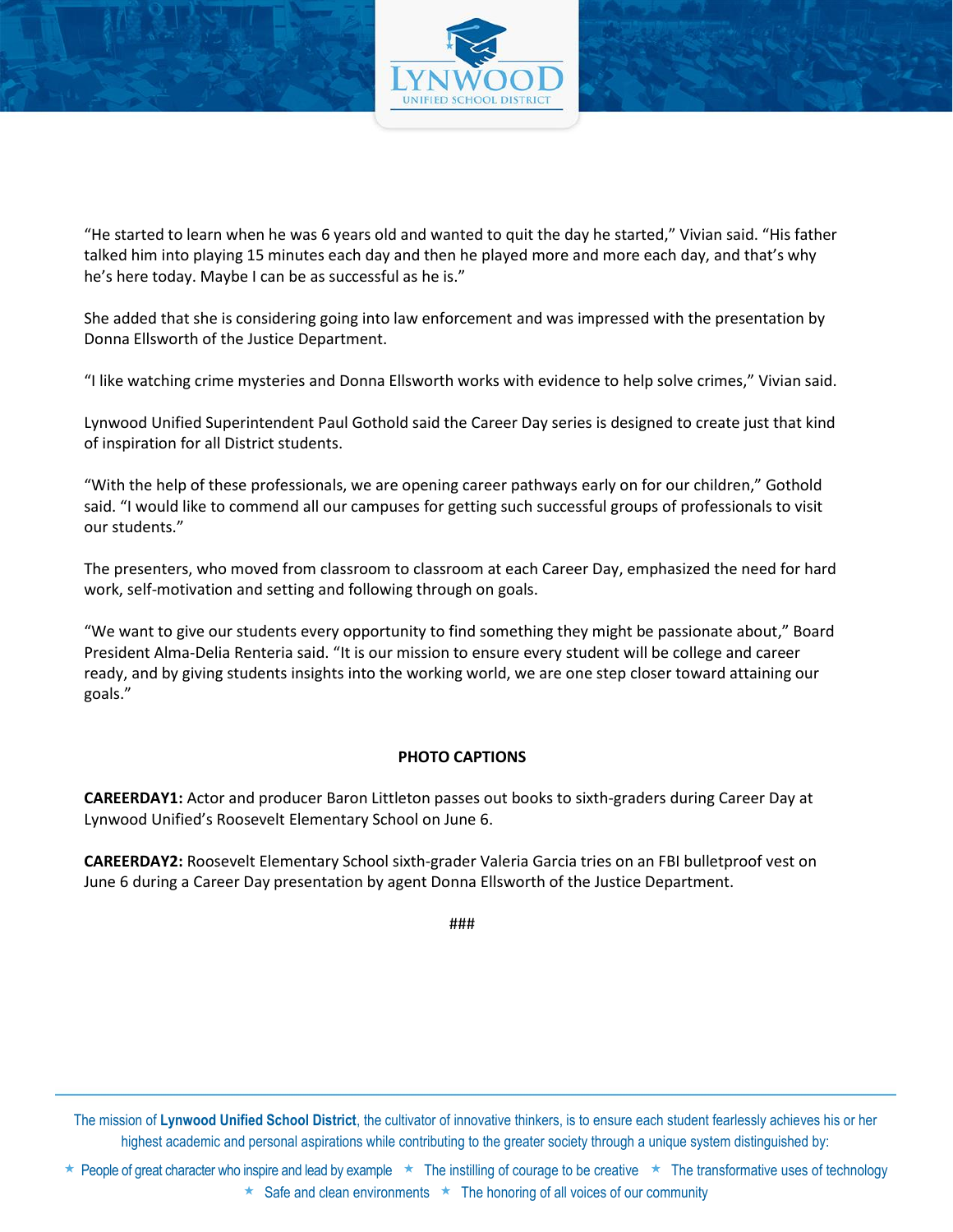"He started to learn when he was 6 years old and wanted to quit the day he started," Vivian said. "His father talked him into playing 15 minutes each day and then he played more and more each day, and that's why he's here today. Maybe I can be as successful as he is."

She added that she is considering going into law enforcement and was impressed with the presentation by Donna Ellsworth of the Justice Department.

"I like watching crime mysteries and Donna Ellsworth works with evidence to help solve crimes," Vivian said.

Lynwood Unified Superintendent Paul Gothold said the Career Day series is designed to create just that kind of inspiration for all District students.

"With the help of these professionals, we are opening career pathways early on for our children," Gothold said. "I would like to commend all our campuses for getting such successful groups of professionals to visit our students."

The presenters, who moved from classroom to classroom at each Career Day, emphasized the need for hard work, self-motivation and setting and following through on goals.

"We want to give our students every opportunity to find something they might be passionate about," Board President Alma-Delia Renteria said. "It is our mission to ensure every student will be college and career ready, and by giving students insights into the working world, we are one step closer toward attaining our goals."

**PHOTO CAPTIONS**

**CAREERDAY1:** Actor and producer Baron Littleton passes out books to sixth-graders during Career Day at Lynwood Unified's Roosevelt Elementary School on June 6.

**CAREERDAY2:** Roosevelt Elementary School sixth-grader Valeria Garcia tries on an FBI bulletproof vest on June 6 during a Career Day presentation by agent Donna Ellsworth of the Justice Department.

###